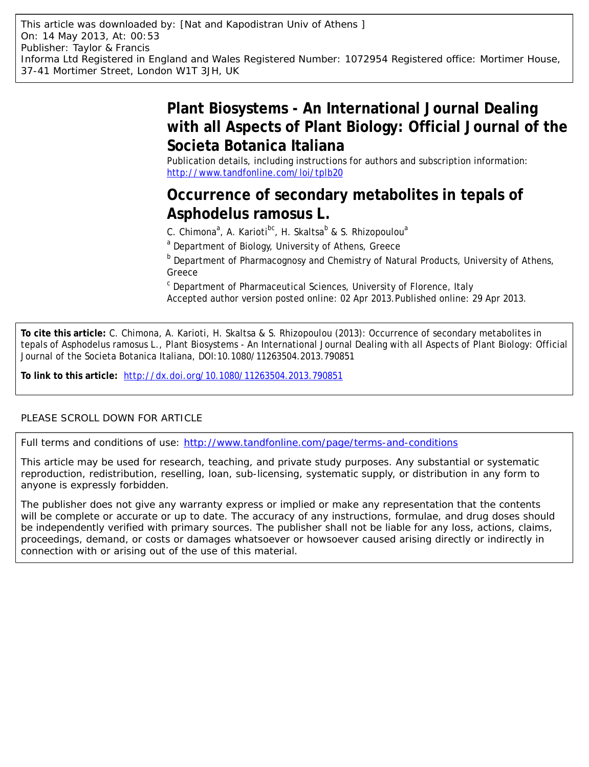This article was downloaded by: [Nat and Kapodistran Univ of Athens ]
On: 14 May 2013, At: 00:53
Publisher: Taylor & Francis
Informa Ltd Registered in England and Wales Registered Number: 1072954 Registered office: Mortimer House, 37-41 Mortimer Street, London W1T 3JH, UK

# Plant Biosystems - An International Journal Dealing with all Aspects of Plant Biology: Official Journal of the Societa Botanica Italiana

Publication details, including instructions for authors and subscription information:
http://www.tandfonline.com/loi/tplb20

## Occurrence of secondary metabolites in tepals of Asphodelus ramosus L.

C. Chimona[a], A. Karioti[bc], H. Skaltsa[b] & S. Rhizopoulou[a]

[a] Department of Biology, University of Athens, Greece

[b] Department of Pharmacognosy and Chemistry of Natural Products, University of Athens, Greece

[c] Department of Pharmaceutical Sciences, University of Florence, Italy

Accepted author version posted online: 02 Apr 2013. Published online: 29 Apr 2013.

**To cite this article:** C. Chimona, A. Karioti, H. Skaltsa & S. Rhizopoulou (2013): Occurrence of secondary metabolites in tepals of Asphodelus ramosus L., Plant Biosystems - An International Journal Dealing with all Aspects of Plant Biology: Official Journal of the Societa Botanica Italiana, DOI:10.1080/11263504.2013.790851

**To link to this article:** http://dx.doi.org/10.1080/11263504.2013.790851

PLEASE SCROLL DOWN FOR ARTICLE

Full terms and conditions of use: http://www.tandfonline.com/page/terms-and-conditions

This article may be used for research, teaching, and private study purposes. Any substantial or systematic reproduction, redistribution, reselling, loan, sub-licensing, systematic supply, or distribution in any form to anyone is expressly forbidden.

The publisher does not give any warranty express or implied or make any representation that the contents will be complete or accurate or up to date. The accuracy of any instructions, formulae, and drug doses should be independently verified with primary sources. The publisher shall not be liable for any loss, actions, claims, proceedings, demand, or costs or damages whatsoever or howsoever caused arising directly or indirectly in connection with or arising out of the use of this material.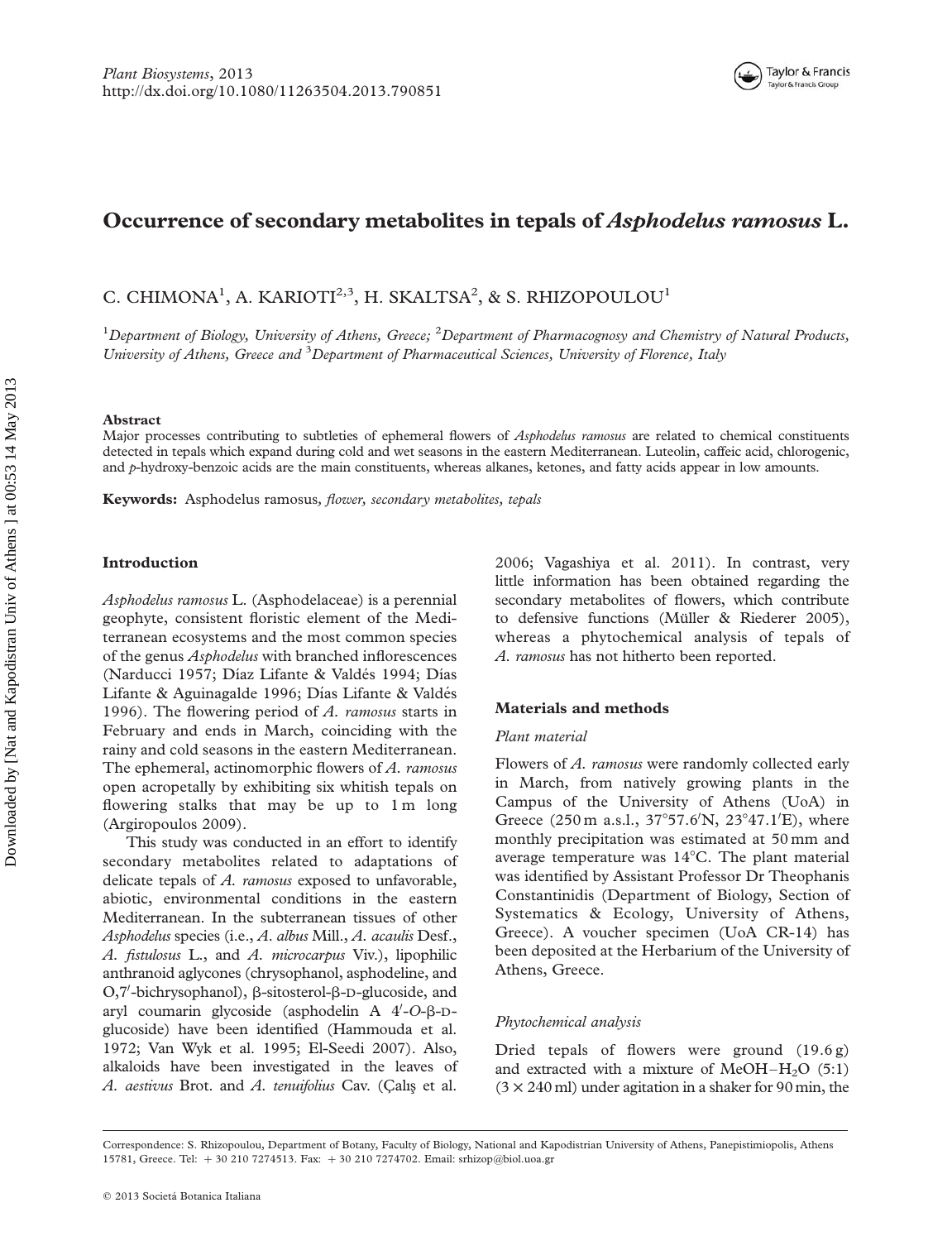# Occurrence of secondary metabolites in tepals of *Asphodelus ramosus* L.

C. CHIMONA[1], A. KARIOTI[2,3], H. SKALTSA[2], & S. RHIZOPOULOU[1]

[1]*Department of Biology, University of Athens, Greece;* [2]*Department of Pharmacognosy and Chemistry of Natural Products, University of Athens, Greece and* [3]*Department of Pharmaceutical Sciences, University of Florence, Italy*

**Abstract**

Major processes contributing to subtleties of ephemeral flowers of *Asphodelus ramosus* are related to chemical constituents detected in tepals which expand during cold and wet seasons in the eastern Mediterranean. Luteolin, caffeic acid, chlorogenic, and *p*-hydroxy-benzoic acids are the main constituents, whereas alkanes, ketones, and fatty acids appear in low amounts.

**Keywords:** Asphodelus ramosus*, flower, secondary metabolites, tepals*

## Introduction

*Asphodelus ramosus* L. (Asphodelaceae) is a perennial geophyte, consistent floristic element of the Mediterranean ecosystems and the most common species of the genus *Asphodelus* with branched inflorescences (Narducci 1957; Díaz Lifante & Valdés 1994; Días Lifante & Aguinagalde 1996; Días Lifante & Valdés 1996). The flowering period of *A. ramosus* starts in February and ends in March, coinciding with the rainy and cold seasons in the eastern Mediterranean. The ephemeral, actinomorphic flowers of *A. ramosus* open acropetally by exhibiting six whitish tepals on flowering stalks that may be up to 1 m long (Argiropoulos 2009).

This study was conducted in an effort to identify secondary metabolites related to adaptations of delicate tepals of *A. ramosus* exposed to unfavorable, abiotic, environmental conditions in the eastern Mediterranean. In the subterranean tissues of other *Asphodelus* species (i.e., *A. albus* Mill., *A. acaulis* Desf., *A. fistulosus* L., and *A. microcarpus* Viv.), lipophilic anthranoid aglycones (chrysophanol, asphodeline, and O,7′-bichrysophanol), β-sitosterol-β-D-glucoside, and aryl coumarin glycoside (asphodelin A 4′-*O*-β-D-glucoside) have been identified (Hammouda et al. 1972; Van Wyk et al. 1995; El-Seedi 2007). Also, alkaloids have been investigated in the leaves of *A. aestivus* Brot. and *A. tenuifolius* Cav. (Çalış et al. 2006; Vagashiya et al. 2011). In contrast, very little information has been obtained regarding the secondary metabolites of flowers, which contribute to defensive functions (Müller & Riederer 2005), whereas a phytochemical analysis of tepals of *A. ramosus* has not hitherto been reported.

## Materials and methods

### Plant material

Flowers of *A. ramosus* were randomly collected early in March, from natively growing plants in the Campus of the University of Athens (UoA) in Greece (250 m a.s.l., 37°57.6′N, 23°47.1′E), where monthly precipitation was estimated at 50 mm and average temperature was 14°C. The plant material was identified by Assistant Professor Dr Theophanis Constantinidis (Department of Biology, Section of Systematics & Ecology, University of Athens, Greece). A voucher specimen (UoA CR-14) has been deposited at the Herbarium of the University of Athens, Greece.

### Phytochemical analysis

Dried tepals of flowers were ground (19.6 g) and extracted with a mixture of $MeOH–H_2O$ (5:1) ($3 \times 240$ ml) under agitation in a shaker for 90 min, the

Correspondence: S. Rhizopoulou, Department of Botany, Faculty of Biology, National and Kapodistrian University of Athens, Panepistimiopolis, Athens 15781, Greece. Tel: + 30 210 7274513. Fax: + 30 210 7274702. Email: srhizop@biol.uoa.gr

© 2013 Societá Botanica Italiana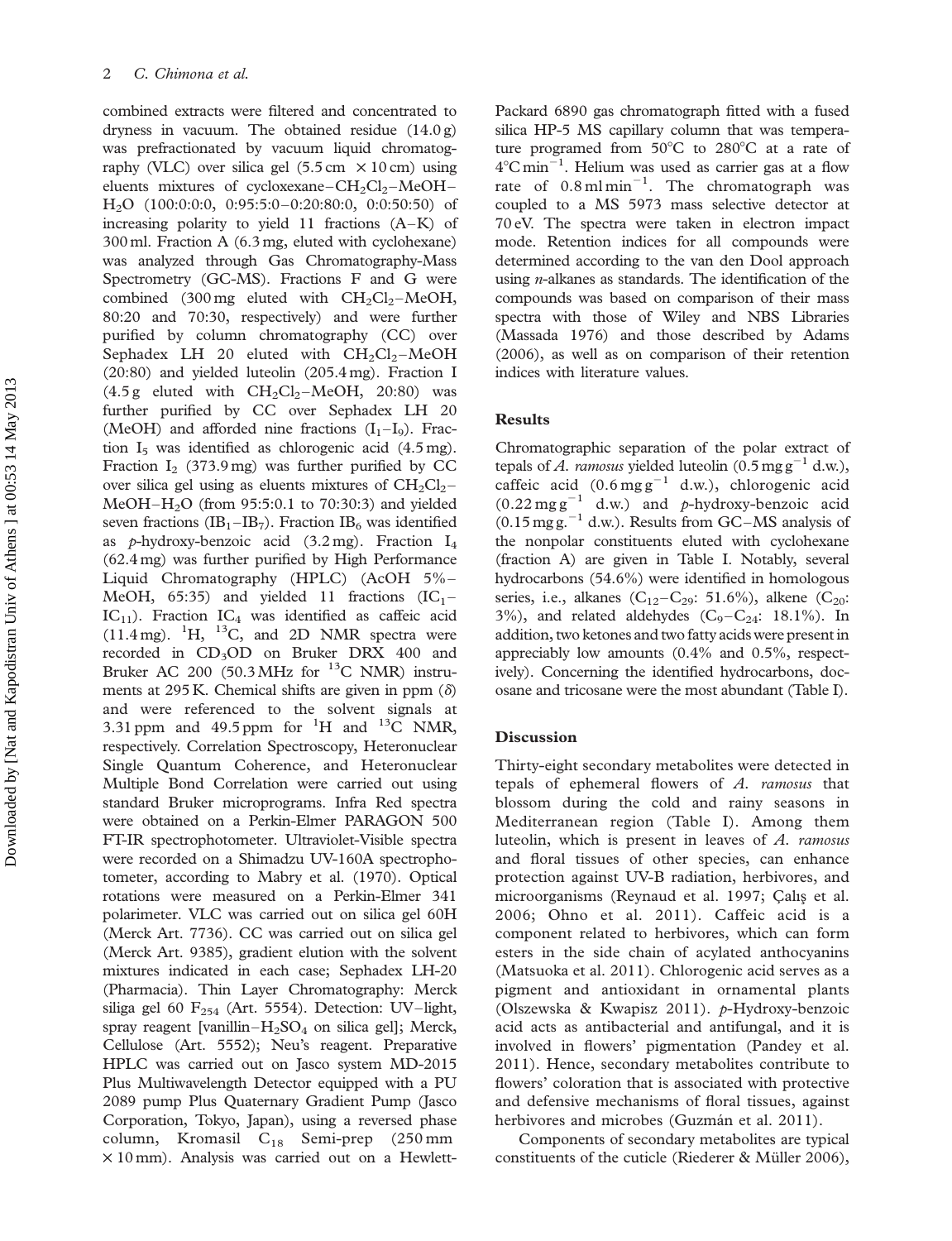combined extracts were filtered and concentrated to dryness in vacuum. The obtained residue (14.0 g) was prefractionated by vacuum liquid chromatography (VLC) over silica gel (5.5 cm × 10 cm) using eluents mixtures of cycloxexane–$CH_2Cl_2$–MeOH–$H_2O$ (100:0:0:0, 0:95:5:0–0:20:80:0, 0:0:50:50) of increasing polarity to yield 11 fractions (A–K) of 300 ml. Fraction A (6.3 mg, eluted with cyclohexane) was analyzed through Gas Chromatography-Mass Spectrometry (GC-MS). Fractions F and G were combined (300 mg eluted with $CH_2Cl_2$–MeOH, 80:20 and 70:30, respectively) and were further purified by column chromatography (CC) over Sephadex LH 20 eluted with $CH_2Cl_2$–MeOH (20:80) and yielded luteolin (205.4 mg). Fraction I (4.5 g eluted with $CH_2Cl_2$–MeOH, 20:80) was further purified by CC over Sephadex LH 20 (MeOH) and afforded nine fractions ($I_1$–$I_9$). Fraction $I_5$ was identified as chlorogenic acid (4.5 mg). Fraction $I_2$ (373.9 mg) was further purified by CC over silica gel using as eluents mixtures of $CH_2Cl_2$–MeOH–$H_2O$ (from 95:5:0.1 to 70:30:3) and yielded seven fractions ($IB_1$–$IB_7$). Fraction $IB_6$ was identified as *p*-hydroxy-benzoic acid (3.2 mg). Fraction $I_4$ (62.4 mg) was further purified by High Performance Liquid Chromatography (HPLC) (AcOH 5%–MeOH, 65:35) and yielded 11 fractions ($IC_1$–$IC_{11}$). Fraction $IC_4$ was identified as caffeic acid (11.4 mg). $^1H$, $^{13}C$, and 2D NMR spectra were recorded in $CD_3OD$ on Bruker DRX 400 and Bruker AC 200 (50.3 MHz for $^{13}C$ NMR) instruments at 295 K. Chemical shifts are given in ppm ($\delta$) and were referenced to the solvent signals at 3.31 ppm and 49.5 ppm for $^1H$ and $^{13}C$ NMR, respectively. Correlation Spectroscopy, Heteronuclear Single Quantum Coherence, and Heteronuclear Multiple Bond Correlation were carried out using standard Bruker microprograms. Infra Red spectra were obtained on a Perkin-Elmer PARAGON 500 FT-IR spectrophotometer. Ultraviolet-Visible spectra were recorded on a Shimadzu UV-160A spectrophotometer, according to Mabry et al. (1970). Optical rotations were measured on a Perkin-Elmer 341 polarimeter. VLC was carried out on silica gel 60H (Merck Art. 7736). CC was carried out on silica gel (Merck Art. 9385), gradient elution with the solvent mixtures indicated in each case; Sephadex LH-20 (Pharmacia). Thin Layer Chromatography: Merck siliga gel 60 $F_{254}$ (Art. 5554). Detection: UV–light, spray reagent [vanillin–$H_2SO_4$ on silica gel]; Merck, Cellulose (Art. 5552); Neu's reagent. Preparative HPLC was carried out on Jasco system MD-2015 Plus Multiwavelength Detector equipped with a PU 2089 pump Plus Quaternary Gradient Pump (Jasco Corporation, Tokyo, Japan), using a reversed phase column, Kromasil $C_{18}$ Semi-prep (250 mm × 10 mm). Analysis was carried out on a Hewlett-Packard 6890 gas chromatograph fitted with a fused silica HP-5 MS capillary column that was temperature programed from 50°C to 280°C at a rate of 4°C $min^{-1}$. Helium was used as carrier gas at a flow rate of 0.8 ml $min^{-1}$. The chromatograph was coupled to a MS 5973 mass selective detector at 70 eV. The spectra were taken in electron impact mode. Retention indices for all compounds were determined according to the van den Dool approach using *n*-alkanes as standards. The identification of the compounds was based on comparison of their mass spectra with those of Wiley and NBS Libraries (Massada 1976) and those described by Adams (2006), as well as on comparison of their retention indices with literature values.

## Results

Chromatographic separation of the polar extract of tepals of *A. ramosus* yielded luteolin (0.5 mg $g^{-1}$ d.w.), caffeic acid (0.6 mg $g^{-1}$ d.w.), chlorogenic acid (0.22 mg $g^{-1}$ d.w.) and *p*-hydroxy-benzoic acid (0.15 mg g.$^{-1}$ d.w.). Results from GC–MS analysis of the nonpolar constituents eluted with cyclohexane (fraction A) are given in Table I. Notably, several hydrocarbons (54.6%) were identified in homologous series, i.e., alkanes ($C_{12}$–$C_{29}$: 51.6%), alkene ($C_{20}$: 3%), and related aldehydes ($C_9$–$C_{24}$: 18.1%). In addition, two ketones and two fatty acids were present in appreciably low amounts (0.4% and 0.5%, respectively). Concerning the identified hydrocarbons, docosane and tricosane were the most abundant (Table I).

## Discussion

Thirty-eight secondary metabolites were detected in tepals of ephemeral flowers of *A. ramosus* that blossom during the cold and rainy seasons in Mediterranean region (Table I). Among them luteolin, which is present in leaves of *A. ramosus* and floral tissues of other species, can enhance protection against UV-B radiation, herbivores, and microorganisms (Reynaud et al. 1997; Çalış et al. 2006; Ohno et al. 2011). Caffeic acid is a component related to herbivores, which can form esters in the side chain of acylated anthocyanins (Matsuoka et al. 2011). Chlorogenic acid serves as a pigment and antioxidant in ornamental plants (Olszewska & Kwapisz 2011). *p*-Hydroxy-benzoic acid acts as antibacterial and antifungal, and it is involved in flowers' pigmentation (Pandey et al. 2011). Hence, secondary metabolites contribute to flowers' coloration that is associated with protective and defensive mechanisms of floral tissues, against herbivores and microbes (Guzmán et al. 2011).

Components of secondary metabolites are typical constituents of the cuticle (Riederer & Müller 2006),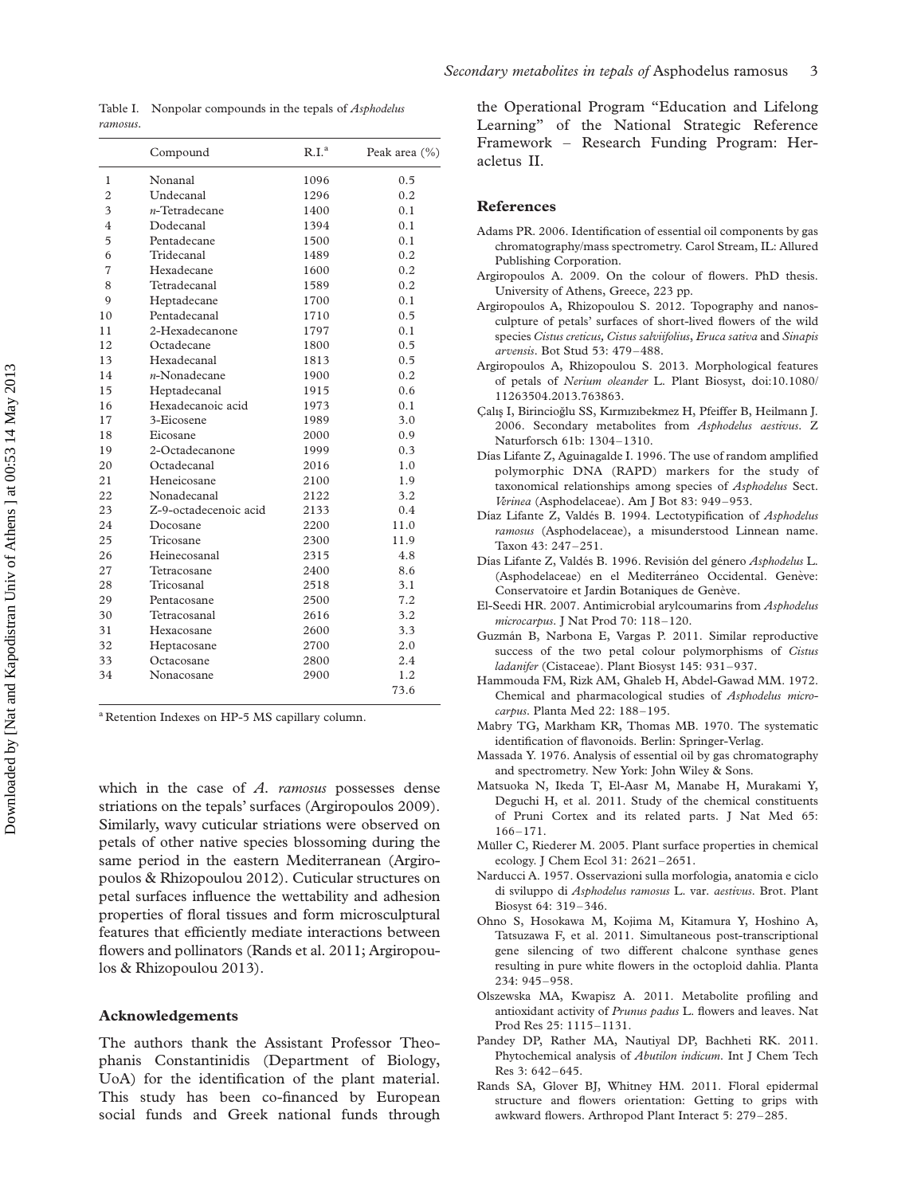Table I. Nonpolar compounds in the tepals of *Asphodelus ramosus*.

| | Compound | R.I.[a] | Peak area (%) |
|---|---|---|---|
| 1 | Nonanal | 1096 | 0.5 |
| 2 | Undecanal | 1296 | 0.2 |
| 3 | *n*-Tetradecane | 1400 | 0.1 |
| 4 | Dodecanal | 1394 | 0.1 |
| 5 | Pentadecane | 1500 | 0.1 |
| 6 | Tridecanal | 1489 | 0.2 |
| 7 | Hexadecane | 1600 | 0.2 |
| 8 | Tetradecanal | 1589 | 0.2 |
| 9 | Heptadecane | 1700 | 0.1 |
| 10 | Pentadecanal | 1710 | 0.5 |
| 11 | 2-Hexadecanone | 1797 | 0.1 |
| 12 | Octadecane | 1800 | 0.5 |
| 13 | Hexadecanal | 1813 | 0.5 |
| 14 | *n*-Nonadecane | 1900 | 0.2 |
| 15 | Heptadecanal | 1915 | 0.6 |
| 16 | Hexadecanoic acid | 1973 | 0.1 |
| 17 | 3-Eicosene | 1989 | 3.0 |
| 18 | Eicosane | 2000 | 0.9 |
| 19 | 2-Octadecanone | 1999 | 0.3 |
| 20 | Octadecanal | 2016 | 1.0 |
| 21 | Heneicosane | 2100 | 1.9 |
| 22 | Nonadecanal | 2122 | 3.2 |
| 23 | Z-9-octadecenoic acid | 2133 | 0.4 |
| 24 | Docosane | 2200 | 11.0 |
| 25 | Tricosane | 2300 | 11.9 |
| 26 | Heinecosanal | 2315 | 4.8 |
| 27 | Tetracosane | 2400 | 8.6 |
| 28 | Tricosanal | 2518 | 3.1 |
| 29 | Pentacosane | 2500 | 7.2 |
| 30 | Tetracosanal | 2616 | 3.2 |
| 31 | Hexacosane | 2600 | 3.3 |
| 32 | Heptacosane | 2700 | 2.0 |
| 33 | Octacosane | 2800 | 2.4 |
| 34 | Nonacosane | 2900 | 1.2 |
| | | | 73.6 |

[a] Retention Indexes on HP-5 MS capillary column.

which in the case of *A. ramosus* possesses dense striations on the tepals' surfaces (Argiropoulos 2009). Similarly, wavy cuticular striations were observed on petals of other native species blossoming during the same period in the eastern Mediterranean (Argiropoulos & Rhizopoulou 2012). Cuticular structures on petal surfaces influence the wettability and adhesion properties of floral tissues and form microsculptural features that efficiently mediate interactions between flowers and pollinators (Rands et al. 2011; Argiropoulos & Rhizopoulou 2013).

## Acknowledgements

The authors thank the Assistant Professor Theophanis Constantinidis (Department of Biology, UoA) for the identification of the plant material. This study has been co-financed by European social funds and Greek national funds through the Operational Program "Education and Lifelong Learning" of the National Strategic Reference Framework – Research Funding Program: Heracletus II.

## References

Adams PR. 2006. Identification of essential oil components by gas chromatography/mass spectrometry. Carol Stream, IL: Allured Publishing Corporation.

Argiropoulos A. 2009. On the colour of flowers. PhD thesis. University of Athens, Greece, 223 pp.

Argiropoulos A, Rhizopoulou S. 2012. Topography and nanosculpture of petals' surfaces of short-lived flowers of the wild species *Cistus creticus*, *Cistus salviifolius*, *Eruca sativa* and *Sinapis arvensis*. Bot Stud 53: 479–488.

Argiropoulos A, Rhizopoulou S. 2013. Morphological features of petals of *Nerium oleander* L. Plant Biosyst, doi:10.1080/11263504.2013.763863.

Çalış I, Birincioğlu SS, Kırmızıbekmez H, Pfeiffer B, Heilmann J. 2006. Secondary metabolites from *Asphodelus aestivus*. Z Naturforsch 61b: 1304–1310.

Días Lifante Z, Aguinagalde I. 1996. The use of random amplified polymorphic DNA (RAPD) markers for the study of taxonomical relationships among species of *Asphodelus* Sect. *Verinea* (Asphodelaceae). Am J Bot 83: 949–953.

Díaz Lifante Z, Valdés B. 1994. Lectotypification of *Asphodelus ramosus* (Asphodelaceae), a misunderstood Linnean name. Taxon 43: 247–251.

Días Lifante Z, Valdés B. 1996. Revisión del género *Asphodelus* L. (Asphodelaceae) en el Mediterráneo Occidental. Genève: Conservatoire et Jardin Botaniques de Genève.

El-Seedi HR. 2007. Antimicrobial arylcoumarins from *Asphodelus microcarpus*. J Nat Prod 70: 118–120.

Guzmán B, Narbona E, Vargas P. 2011. Similar reproductive success of the two petal colour polymorphisms of *Cistus ladanifer* (Cistaceae). Plant Biosyst 145: 931–937.

Hammouda FM, Rizk AM, Ghaleb H, Abdel-Gawad MM. 1972. Chemical and pharmacological studies of *Asphodelus microcarpus*. Planta Med 22: 188–195.

Mabry TG, Markham KR, Thomas MB. 1970. The systematic identification of flavonoids. Berlin: Springer-Verlag.

Massada Y. 1976. Analysis of essential oil by gas chromatography and spectrometry. New York: John Wiley & Sons.

Matsuoka N, Ikeda T, El-Aasr M, Manabe H, Murakami Y, Deguchi H, et al. 2011. Study of the chemical constituents of Pruni Cortex and its related parts. J Nat Med 65: 166–171.

Müller C, Riederer M. 2005. Plant surface properties in chemical ecology. J Chem Ecol 31: 2621–2651.

Narducci A. 1957. Osservazioni sulla morfologia, anatomia e ciclo di sviluppo di *Asphodelus ramosus* L. var. *aestivus*. Brot. Plant Biosyst 64: 319–346.

Ohno S, Hosokawa M, Kojima M, Kitamura Y, Hoshino A, Tatsuzawa F, et al. 2011. Simultaneous post-transcriptional gene silencing of two different chalcone synthase genes resulting in pure white flowers in the octoploid dahlia. Planta 234: 945–958.

Olszewska MA, Kwapisz A. 2011. Metabolite profiling and antioxidant activity of *Prunus padus* L. flowers and leaves. Nat Prod Res 25: 1115–1131.

Pandey DP, Rather MA, Nautiyal DP, Bachheti RK. 2011. Phytochemical analysis of *Abutilon indicum*. Int J Chem Tech Res 3: 642–645.

Rands SA, Glover BJ, Whitney HM. 2011. Floral epidermal structure and flowers orientation: Getting to grips with awkward flowers. Arthropod Plant Interact 5: 279–285.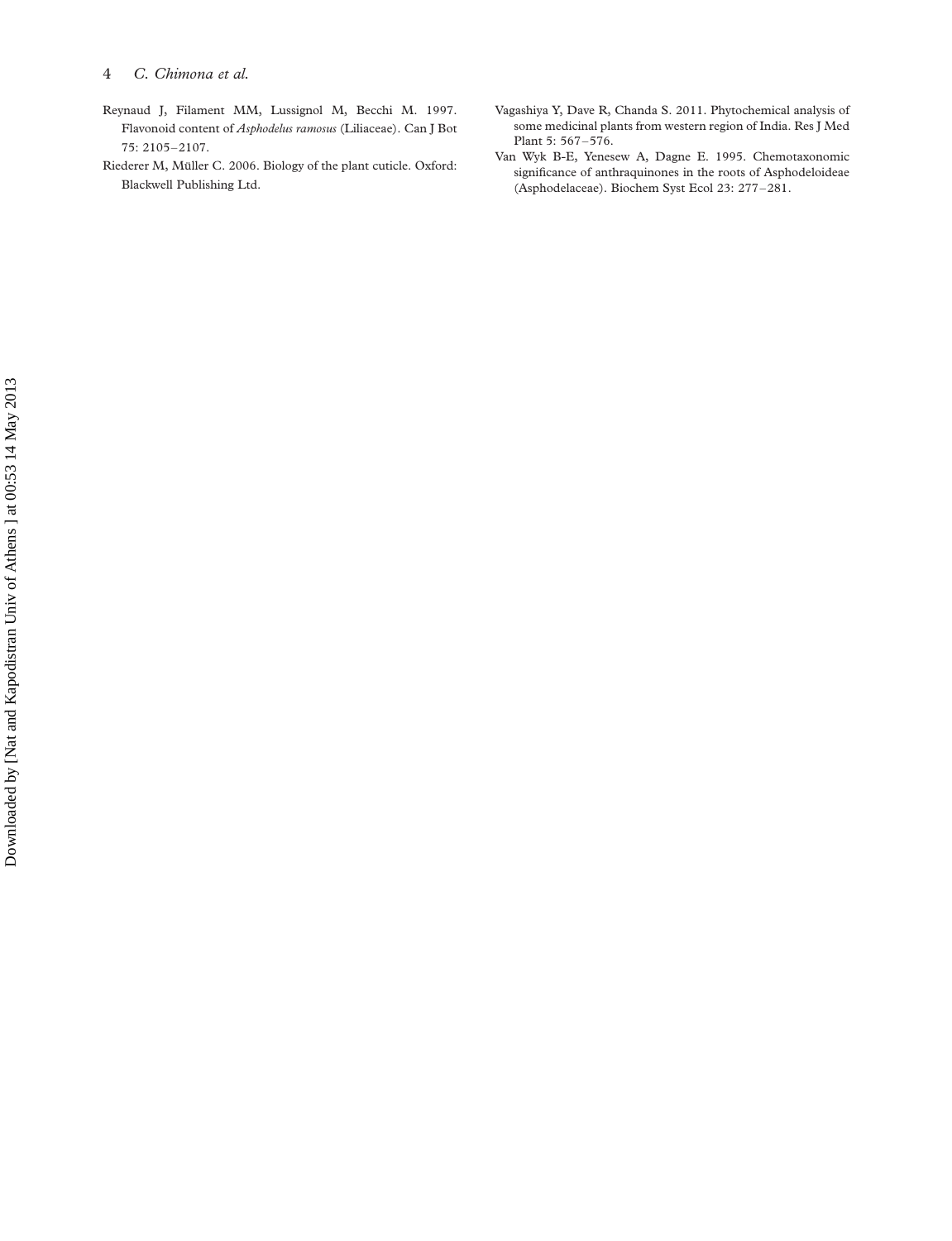Reynaud J, Filament MM, Lussignol M, Becchi M. 1997. Flavonoid content of *Asphodelus ramosus* (Liliaceae). Can J Bot 75: 2105–2107.

Riederer M, Müller C. 2006. Biology of the plant cuticle. Oxford: Blackwell Publishing Ltd.

Vagashiya Y, Dave R, Chanda S. 2011. Phytochemical analysis of some medicinal plants from western region of India. Res J Med Plant 5: 567–576.

Van Wyk B-E, Yenesew A, Dagne E. 1995. Chemotaxonomic significance of anthraquinones in the roots of Asphodeloideae (Asphodelaceae). Biochem Syst Ecol 23: 277–281.